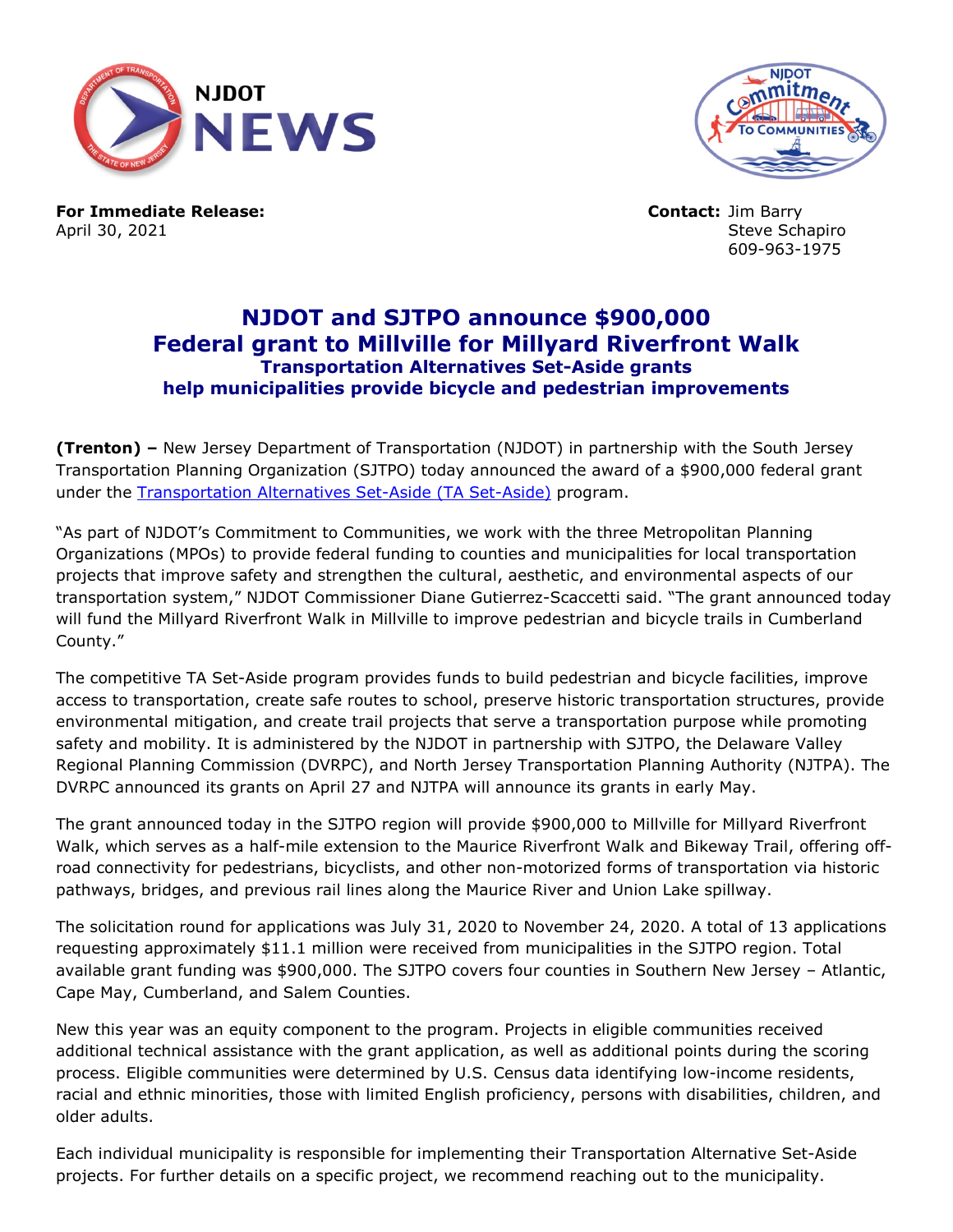**For Immediate Release:**
April 30, 2021

**Contact:** Jim Barry
Steve Schapiro
609-963-1975

# NJDOT and SJTPO announce $900,000 Federal grant to Millville for Millyard Riverfront Walk

## Transportation Alternatives Set-Aside grants help municipalities provide bicycle and pedestrian improvements

**(Trenton) –** New Jersey Department of Transportation (NJDOT) in partnership with the South Jersey Transportation Planning Organization (SJTPO) today announced the award of a $900,000 federal grant under the Transportation Alternatives Set-Aside (TA Set-Aside) program.

"As part of NJDOT's Commitment to Communities, we work with the three Metropolitan Planning Organizations (MPOs) to provide federal funding to counties and municipalities for local transportation projects that improve safety and strengthen the cultural, aesthetic, and environmental aspects of our transportation system," NJDOT Commissioner Diane Gutierrez-Scaccetti said. "The grant announced today will fund the Millyard Riverfront Walk in Millville to improve pedestrian and bicycle trails in Cumberland County."

The competitive TA Set-Aside program provides funds to build pedestrian and bicycle facilities, improve access to transportation, create safe routes to school, preserve historic transportation structures, provide environmental mitigation, and create trail projects that serve a transportation purpose while promoting safety and mobility. It is administered by the NJDOT in partnership with SJTPO, the Delaware Valley Regional Planning Commission (DVRPC), and North Jersey Transportation Planning Authority (NJTPA). The DVRPC announced its grants on April 27 and NJTPA will announce its grants in early May.

The grant announced today in the SJTPO region will provide $900,000 to Millville for Millyard Riverfront Walk, which serves as a half-mile extension to the Maurice Riverfront Walk and Bikeway Trail, offering off-road connectivity for pedestrians, bicyclists, and other non-motorized forms of transportation via historic pathways, bridges, and previous rail lines along the Maurice River and Union Lake spillway.

The solicitation round for applications was July 31, 2020 to November 24, 2020. A total of 13 applications requesting approximately $11.1 million were received from municipalities in the SJTPO region. Total available grant funding was $900,000. The SJTPO covers four counties in Southern New Jersey – Atlantic, Cape May, Cumberland, and Salem Counties.

New this year was an equity component to the program. Projects in eligible communities received additional technical assistance with the grant application, as well as additional points during the scoring process. Eligible communities were determined by U.S. Census data identifying low-income residents, racial and ethnic minorities, those with limited English proficiency, persons with disabilities, children, and older adults.

Each individual municipality is responsible for implementing their Transportation Alternative Set-Aside projects. For further details on a specific project, we recommend reaching out to the municipality.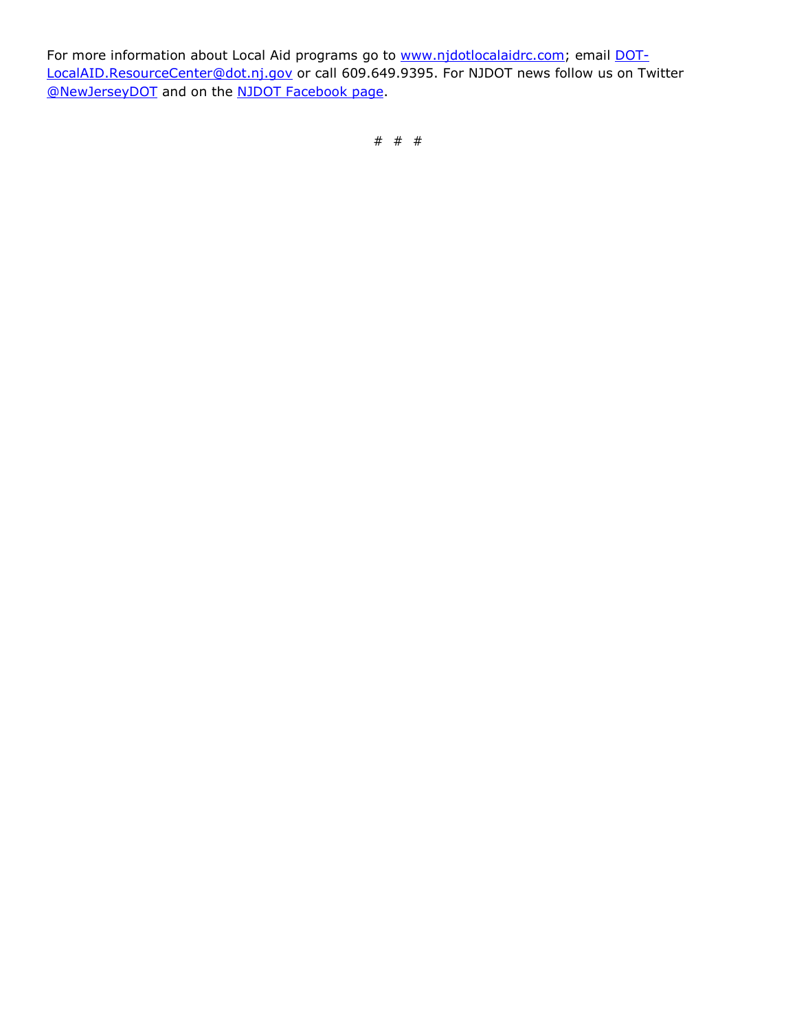For more information about Local Aid programs go to www.njdotlocalaidrc.com; email DOT-LocalAID.ResourceCenter@dot.nj.gov or call 609.649.9395. For NJDOT news follow us on Twitter @NewJerseyDOT and on the NJDOT Facebook page.

# # #